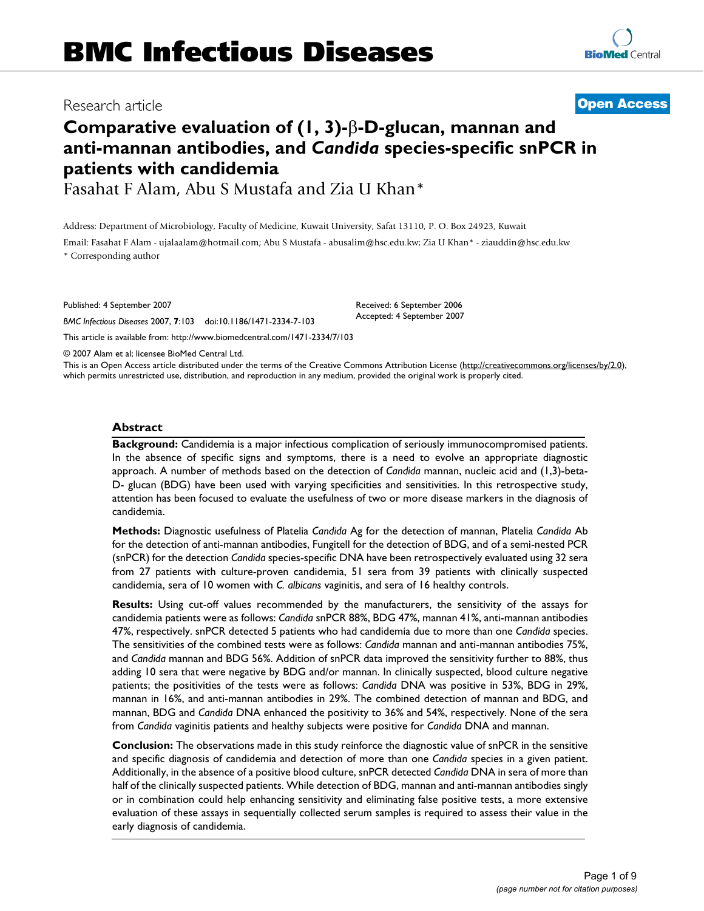Research article

**Open Access**

# Comparative evaluation of (1, 3)-β-D-glucan, mannan and anti-mannan antibodies, and *Candida* species-specific snPCR in patients with candidemia

Fasahat F Alam, Abu S Mustafa and Zia U Khan*

Address: Department of Microbiology, Faculty of Medicine, Kuwait University, Safat 13110, P. O. Box 24923, Kuwait

Email: Fasahat F Alam - ujalaalam@hotmail.com; Abu S Mustafa - abusalim@hsc.edu.kw; Zia U Khan* - ziauddin@hsc.edu.kw

* Corresponding author

Published: 4 September 2007

*BMC Infectious Diseases* 2007, **7**:103 doi:10.1186/1471-2334-7-103

Received: 6 September 2006
Accepted: 4 September 2007

This article is available from: http://www.biomedcentral.com/1471-2334/7/103

© 2007 Alam et al; licensee BioMed Central Ltd.

This is an Open Access article distributed under the terms of the Creative Commons Attribution License (http://creativecommons.org/licenses/by/2.0), which permits unrestricted use, distribution, and reproduction in any medium, provided the original work is properly cited.

## Abstract

**Background:** Candidemia is a major infectious complication of seriously immunocompromised patients. In the absence of specific signs and symptoms, there is a need to evolve an appropriate diagnostic approach. A number of methods based on the detection of *Candida* mannan, nucleic acid and (1,3)-beta-D- glucan (BDG) have been used with varying specificities and sensitivities. In this retrospective study, attention has been focused to evaluate the usefulness of two or more disease markers in the diagnosis of candidemia.

**Methods:** Diagnostic usefulness of Platelia *Candida* Ag for the detection of mannan, Platelia *Candida* Ab for the detection of anti-mannan antibodies, Fungitell for the detection of BDG, and of a semi-nested PCR (snPCR) for the detection *Candida* species-specific DNA have been retrospectively evaluated using 32 sera from 27 patients with culture-proven candidemia, 51 sera from 39 patients with clinically suspected candidemia, sera of 10 women with *C. albicans* vaginitis, and sera of 16 healthy controls.

**Results:** Using cut-off values recommended by the manufacturers, the sensitivity of the assays for candidemia patients were as follows: *Candida* snPCR 88%, BDG 47%, mannan 41%, anti-mannan antibodies 47%, respectively. snPCR detected 5 patients who had candidemia due to more than one *Candida* species. The sensitivities of the combined tests were as follows: *Candida* mannan and anti-mannan antibodies 75%, and *Candida* mannan and BDG 56%. Addition of snPCR data improved the sensitivity further to 88%, thus adding 10 sera that were negative by BDG and/or mannan. In clinically suspected, blood culture negative patients; the positivities of the tests were as follows: *Candida* DNA was positive in 53%, BDG in 29%, mannan in 16%, and anti-mannan antibodies in 29%. The combined detection of mannan and BDG, and mannan, BDG and *Candida* DNA enhanced the positivity to 36% and 54%, respectively. None of the sera from *Candida* vaginitis patients and healthy subjects were positive for *Candida* DNA and mannan.

**Conclusion:** The observations made in this study reinforce the diagnostic value of snPCR in the sensitive and specific diagnosis of candidemia and detection of more than one *Candida* species in a given patient. Additionally, in the absence of a positive blood culture, snPCR detected *Candida* DNA in sera of more than half of the clinically suspected patients. While detection of BDG, mannan and anti-mannan antibodies singly or in combination could help enhancing sensitivity and eliminating false positive tests, a more extensive evaluation of these assays in sequentially collected serum samples is required to assess their value in the early diagnosis of candidemia.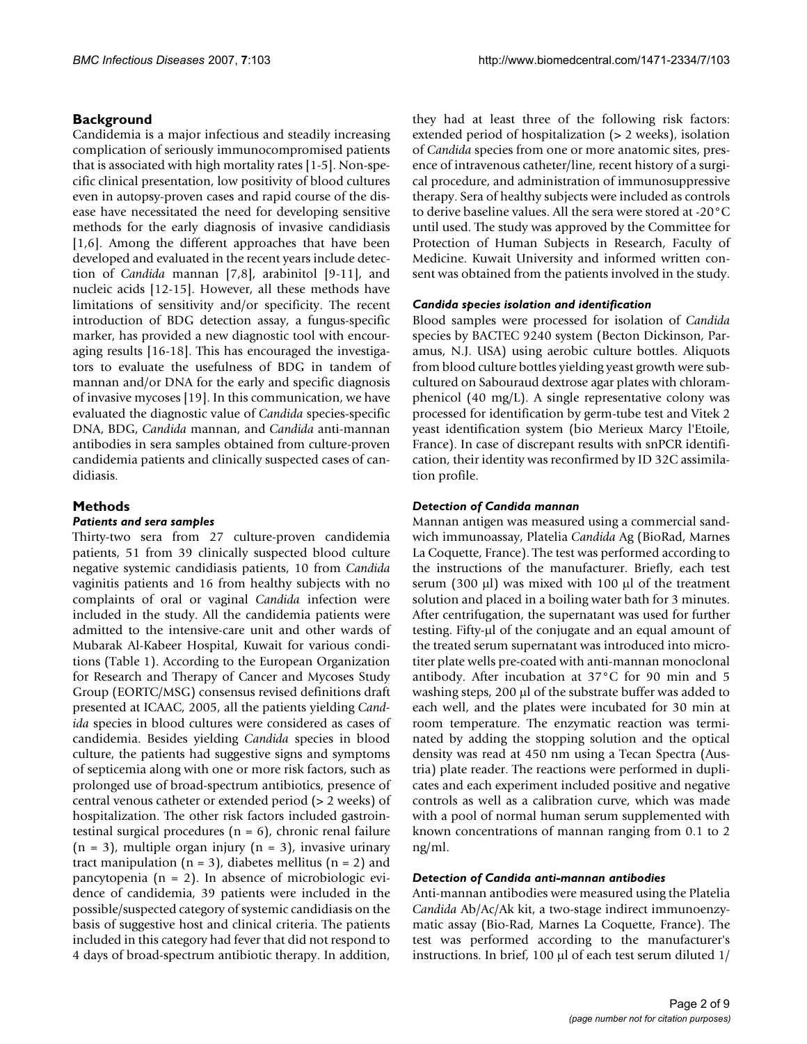## Background

Candidemia is a major infectious and steadily increasing complication of seriously immunocompromised patients that is associated with high mortality rates [1-5]. Non-specific clinical presentation, low positivity of blood cultures even in autopsy-proven cases and rapid course of the disease have necessitated the need for developing sensitive methods for the early diagnosis of invasive candidiasis [1,6]. Among the different approaches that have been developed and evaluated in the recent years include detection of *Candida* mannan [7,8], arabinitol [9-11], and nucleic acids [12-15]. However, all these methods have limitations of sensitivity and/or specificity. The recent introduction of BDG detection assay, a fungus-specific marker, has provided a new diagnostic tool with encouraging results [16-18]. This has encouraged the investigators to evaluate the usefulness of BDG in tandem of mannan and/or DNA for the early and specific diagnosis of invasive mycoses [19]. In this communication, we have evaluated the diagnostic value of *Candida* species-specific DNA, BDG, *Candida* mannan, and *Candida* anti-mannan antibodies in sera samples obtained from culture-proven candidemia patients and clinically suspected cases of candidiasis.

## Methods

### *Patients and sera samples*

Thirty-two sera from 27 culture-proven candidemia patients, 51 from 39 clinically suspected blood culture negative systemic candidiasis patients, 10 from *Candida* vaginitis patients and 16 from healthy subjects with no complaints of oral or vaginal *Candida* infection were included in the study. All the candidemia patients were admitted to the intensive-care unit and other wards of Mubarak Al-Kabeer Hospital, Kuwait for various conditions (Table 1). According to the European Organization for Research and Therapy of Cancer and Mycoses Study Group (EORTC/MSG) consensus revised definitions draft presented at ICAAC, 2005, all the patients yielding *Candida* species in blood cultures were considered as cases of candidemia. Besides yielding *Candida* species in blood culture, the patients had suggestive signs and symptoms of septicemia along with one or more risk factors, such as prolonged use of broad-spectrum antibiotics, presence of central venous catheter or extended period (> 2 weeks) of hospitalization. The other risk factors included gastrointestinal surgical procedures (n = 6), chronic renal failure (n = 3), multiple organ injury (n = 3), invasive urinary tract manipulation (n = 3), diabetes mellitus (n = 2) and pancytopenia (n = 2). In absence of microbiologic evidence of candidemia, 39 patients were included in the possible/suspected category of systemic candidiasis on the basis of suggestive host and clinical criteria. The patients included in this category had fever that did not respond to 4 days of broad-spectrum antibiotic therapy. In addition, they had at least three of the following risk factors: extended period of hospitalization (> 2 weeks), isolation of *Candida* species from one or more anatomic sites, presence of intravenous catheter/line, recent history of a surgical procedure, and administration of immunosuppressive therapy. Sera of healthy subjects were included as controls to derive baseline values. All the sera were stored at -20°C until used. The study was approved by the Committee for Protection of Human Subjects in Research, Faculty of Medicine. Kuwait University and informed written consent was obtained from the patients involved in the study.

### *Candida species isolation and identification*

Blood samples were processed for isolation of *Candida* species by BACTEC 9240 system (Becton Dickinson, Paramus, N.J. USA) using aerobic culture bottles. Aliquots from blood culture bottles yielding yeast growth were subcultured on Sabouraud dextrose agar plates with chloramphenicol (40 mg/L). A single representative colony was processed for identification by germ-tube test and Vitek 2 yeast identification system (bio Merieux Marcy l'Etoile, France). In case of discrepant results with snPCR identification, their identity was reconfirmed by ID 32C assimilation profile.

### *Detection of Candida mannan*

Mannan antigen was measured using a commercial sandwich immunoassay, Platelia *Candida* Ag (BioRad, Marnes La Coquette, France). The test was performed according to the instructions of the manufacturer. Briefly, each test serum (300 μl) was mixed with 100 μl of the treatment solution and placed in a boiling water bath for 3 minutes. After centrifugation, the supernatant was used for further testing. Fifty-μl of the conjugate and an equal amount of the treated serum supernatant was introduced into microtiter plate wells pre-coated with anti-mannan monoclonal antibody. After incubation at 37°C for 90 min and 5 washing steps, 200 μl of the substrate buffer was added to each well, and the plates were incubated for 30 min at room temperature. The enzymatic reaction was terminated by adding the stopping solution and the optical density was read at 450 nm using a Tecan Spectra (Austria) plate reader. The reactions were performed in duplicates and each experiment included positive and negative controls as well as a calibration curve, which was made with a pool of normal human serum supplemented with known concentrations of mannan ranging from 0.1 to 2 ng/ml.

### *Detection of Candida anti-mannan antibodies*

Anti-mannan antibodies were measured using the Platelia *Candida* Ab/Ac/Ak kit, a two-stage indirect immunoenzymatic assay (Bio-Rad, Marnes La Coquette, France). The test was performed according to the manufacturer's instructions. In brief, 100 μl of each test serum diluted 1/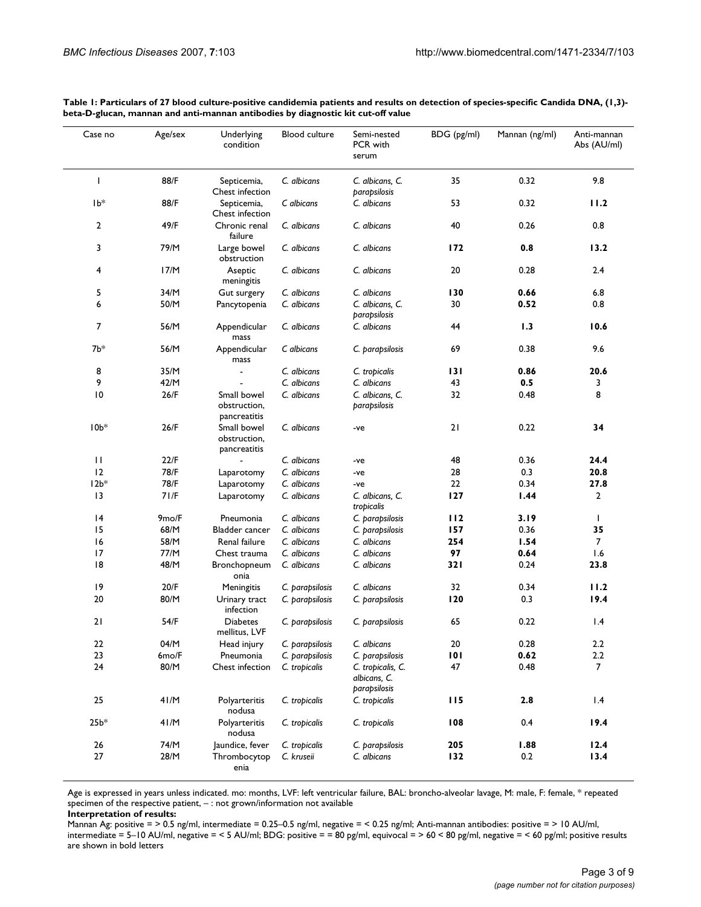**Table 1: Particulars of 27 blood culture-positive candidemia patients and results on detection of species-specific Candida DNA, (1,3)-beta-D-glucan, mannan and anti-mannan antibodies by diagnostic kit cut-off value**

| Case no | Age/sex | Underlying condition | Blood culture | Semi-nested PCR with serum | BDG (pg/ml) | Mannan (ng/ml) | Anti-mannan Abs (AU/ml) |
|---|---|---|---|---|---|---|---|
| 1 | 88/F | Septicemia, Chest infection | *C. albicans* | *C. albicans, C. parapsilosis* | 35 | 0.32 | 9.8 |
| 1b* | 88/F | Septicemia, Chest infection | *C albicans* | *C. albicans* | 53 | 0.32 | **11.2** |
| 2 | 49/F | Chronic renal failure | *C. albicans* | *C. albicans* | 40 | 0.26 | 0.8 |
| 3 | 79/M | Large bowel obstruction | *C. albicans* | *C. albicans* | **172** | **0.8** | **13.2** |
| 4 | 17/M | Aseptic meningitis | *C. albicans* | *C. albicans* | 20 | 0.28 | 2.4 |
| 5 | 34/M | Gut surgery | *C. albicans* | *C. albicans* | **130** | **0.66** | 6.8 |
| 6 | 50/M | Pancytopenia | *C. albicans* | *C. albicans, C. parapsilosis* | 30 | **0.52** | 0.8 |
| 7 | 56/M | Appendicular mass | *C. albicans* | *C. albicans* | 44 | **1.3** | **10.6** |
| 7b* | 56/M | Appendicular mass | *C albicans* | *C. parapsilosis* | 69 | 0.38 | 9.6 |
| 8 | 35/M | - | *C. albicans* | *C. tropicalis* | **131** | **0.86** | **20.6** |
| 9 | 42/M | - | *C. albicans* | *C. albicans* | 43 | **0.5** | 3 |
| 10 | 26/F | Small bowel obstruction, pancreatitis | *C. albicans* | *C. albicans, C. parapsilosis* | 32 | 0.48 | 8 |
| 10b* | 26/F | Small bowel obstruction, pancreatitis | *C. albicans* | -ve | 21 | 0.22 | **34** |
| 11 | 22/F | - | *C. albicans* | -ve | 48 | 0.36 | **24.4** |
| 12 | 78/F | Laparotomy | *C. albicans* | -ve | 28 | 0.3 | **20.8** |
| 12b* | 78/F | Laparotomy | *C. albicans* | -ve | 22 | 0.34 | **27.8** |
| 13 | 71/F | Laparotomy | *C. albicans* | *C. albicans, C. tropicalis* | **127** | **1.44** | 2 |
| 14 | 9mo/F | Pneumonia | *C. albicans* | *C. parapsilosis* | **112** | **3.19** | 1 |
| 15 | 68/M | Bladder cancer | *C. albicans* | *C. parapsilosis* | **157** | 0.36 | **35** |
| 16 | 58/M | Renal failure | *C. albicans* | *C. albicans* | **254** | **1.54** | 7 |
| 17 | 77/M | Chest trauma | *C. albicans* | *C. albicans* | **97** | **0.64** | 1.6 |
| 18 | 48/M | Bronchopneumonia | *C. albicans* | *C. albicans* | **321** | 0.24 | **23.8** |
| 19 | 20/F | Meningitis | *C. parapsilosis* | *C. albicans* | 32 | 0.34 | **11.2** |
| 20 | 80/M | Urinary tract infection | *C. parapsilosis* | *C. parapsilosis* | **120** | 0.3 | **19.4** |
| 21 | 54/F | Diabetes mellitus, LVF | *C. parapsilosis* | *C. parapsilosis* | 65 | 0.22 | 1.4 |
| 22 | 04/M | Head injury | *C. parapsilosis* | *C. albicans* | 20 | 0.28 | 2.2 |
| 23 | 6mo/F | Pneumonia | *C. parapsilosis* | *C. parapsilosis* | **101** | **0.62** | 2.2 |
| 24 | 80/M | Chest infection | *C. tropicalis* | *C. tropicalis, C. albicans, C. parapsilosis* | 47 | 0.48 | 7 |
| 25 | 41/M | Polyarteritis nodusa | *C. tropicalis* | *C. tropicalis* | **115** | **2.8** | 1.4 |
| 25b* | 41/M | Polyarteritis nodusa | *C. tropicalis* | *C. tropicalis* | **108** | 0.4 | **19.4** |
| 26 | 74/M | Jaundice, fever | *C. tropicalis* | *C. parapsilosis* | **205** | **1.88** | **12.4** |
| 27 | 28/M | Thrombocytopenia | *C. kruseii* | *C. albicans* | **132** | 0.2 | **13.4** |

Age is expressed in years unless indicated. mo: months, LVF: left ventricular failure, BAL: broncho-alveolar lavage, M: male, F: female, * repeated specimen of the respective patient, – : not grown/information not available

**Interpretation of results:**

Mannan Ag: positive = > 0.5 ng/ml, intermediate = 0.25–0.5 ng/ml, negative = < 0.25 ng/ml; Anti-mannan antibodies: positive = > 10 AU/ml, intermediate = 5–10 AU/ml, negative = < 5 AU/ml; BDG: positive = = 80 pg/ml, equivocal = > 60 < 80 pg/ml, negative = < 60 pg/ml; positive results are shown in bold letters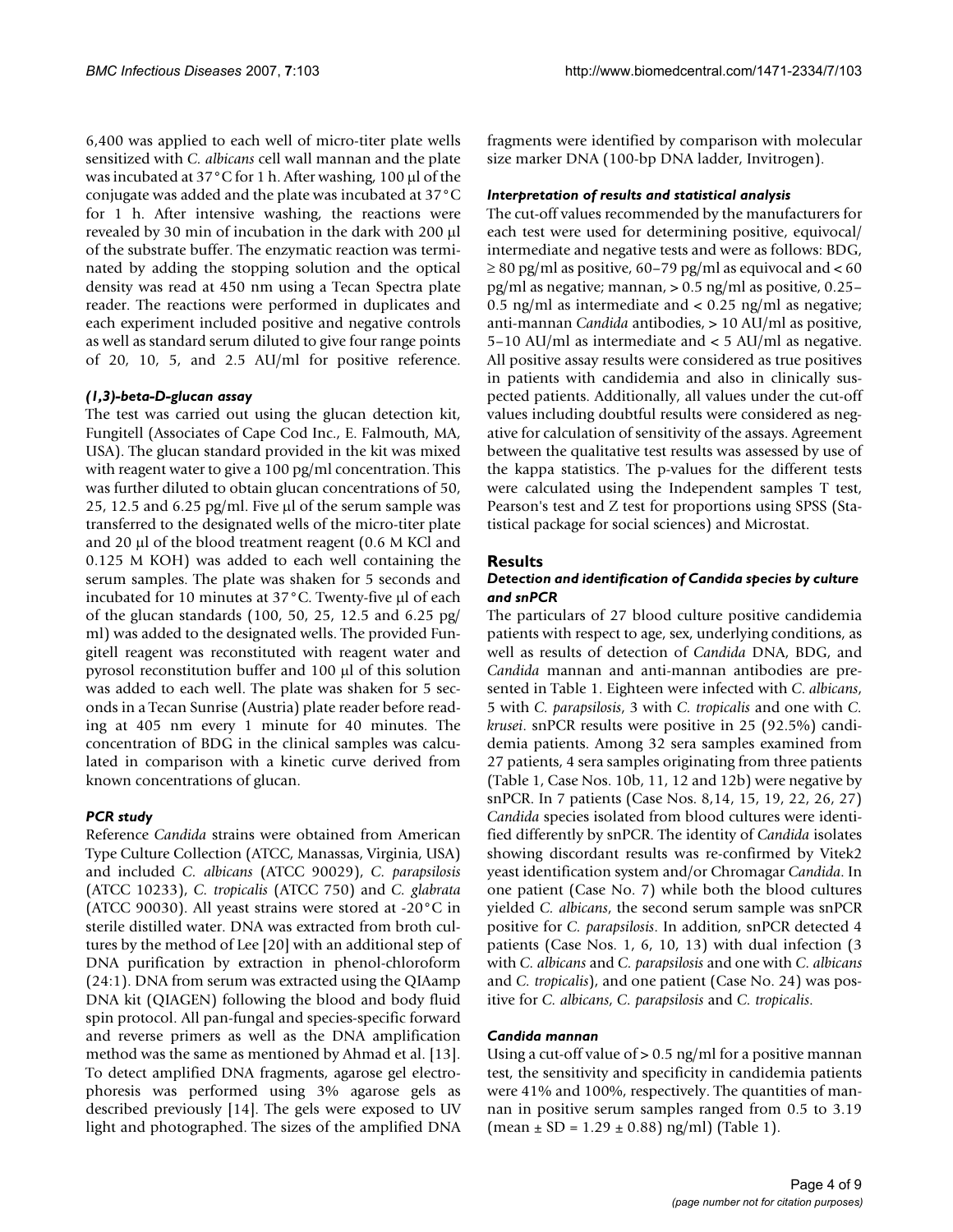6,400 was applied to each well of micro-titer plate wells sensitized with *C. albicans* cell wall mannan and the plate was incubated at 37°C for 1 h. After washing, 100 μl of the conjugate was added and the plate was incubated at 37°C for 1 h. After intensive washing, the reactions were revealed by 30 min of incubation in the dark with 200 μl of the substrate buffer. The enzymatic reaction was terminated by adding the stopping solution and the optical density was read at 450 nm using a Tecan Spectra plate reader. The reactions were performed in duplicates and each experiment included positive and negative controls as well as standard serum diluted to give four range points of 20, 10, 5, and 2.5 AU/ml for positive reference.

### (1,3)-beta-D-glucan assay

The test was carried out using the glucan detection kit, Fungitell (Associates of Cape Cod Inc., E. Falmouth, MA, USA). The glucan standard provided in the kit was mixed with reagent water to give a 100 pg/ml concentration. This was further diluted to obtain glucan concentrations of 50, 25, 12.5 and 6.25 pg/ml. Five μl of the serum sample was transferred to the designated wells of the micro-titer plate and 20 μl of the blood treatment reagent (0.6 M KCl and 0.125 M KOH) was added to each well containing the serum samples. The plate was shaken for 5 seconds and incubated for 10 minutes at 37°C. Twenty-five μl of each of the glucan standards (100, 50, 25, 12.5 and 6.25 pg/ml) was added to the designated wells. The provided Fungitell reagent was reconstituted with reagent water and pyrosol reconstitution buffer and 100 μl of this solution was added to each well. The plate was shaken for 5 seconds in a Tecan Sunrise (Austria) plate reader before reading at 405 nm every 1 minute for 40 minutes. The concentration of BDG in the clinical samples was calculated in comparison with a kinetic curve derived from known concentrations of glucan.

### PCR study

Reference *Candida* strains were obtained from American Type Culture Collection (ATCC, Manassas, Virginia, USA) and included *C. albicans* (ATCC 90029), *C. parapsilosis* (ATCC 10233), *C. tropicalis* (ATCC 750) and *C. glabrata* (ATCC 90030). All yeast strains were stored at -20°C in sterile distilled water. DNA was extracted from broth cultures by the method of Lee [20] with an additional step of DNA purification by extraction in phenol-chloroform (24:1). DNA from serum was extracted using the QIAamp DNA kit (QIAGEN) following the blood and body fluid spin protocol. All pan-fungal and species-specific forward and reverse primers as well as the DNA amplification method was the same as mentioned by Ahmad et al. [13]. To detect amplified DNA fragments, agarose gel electrophoresis was performed using 3% agarose gels as described previously [14]. The gels were exposed to UV light and photographed. The sizes of the amplified DNA fragments were identified by comparison with molecular size marker DNA (100-bp DNA ladder, Invitrogen).

### Interpretation of results and statistical analysis

The cut-off values recommended by the manufacturers for each test were used for determining positive, equivocal/intermediate and negative tests and were as follows: BDG, ≥ 80 pg/ml as positive, 60–79 pg/ml as equivocal and < 60 pg/ml as negative; mannan, > 0.5 ng/ml as positive, 0.25–0.5 ng/ml as intermediate and < 0.25 ng/ml as negative; anti-mannan *Candida* antibodies, > 10 AU/ml as positive, 5–10 AU/ml as intermediate and < 5 AU/ml as negative. All positive assay results were considered as true positives in patients with candidemia and also in clinically suspected patients. Additionally, all values under the cut-off values including doubtful results were considered as negative for calculation of sensitivity of the assays. Agreement between the qualitative test results was assessed by use of the kappa statistics. The p-values for the different tests were calculated using the Independent samples T test, Pearson's test and Z test for proportions using SPSS (Statistical package for social sciences) and Microstat.

## Results

### Detection and identification of Candida species by culture and snPCR

The particulars of 27 blood culture positive candidemia patients with respect to age, sex, underlying conditions, as well as results of detection of *Candida* DNA, BDG, and *Candida* mannan and anti-mannan antibodies are presented in Table 1. Eighteen were infected with *C. albicans*, 5 with *C. parapsilosis*, 3 with *C. tropicalis* and one with *C. krusei*. snPCR results were positive in 25 (92.5%) candidemia patients. Among 32 sera samples examined from 27 patients, 4 sera samples originating from three patients (Table 1, Case Nos. 10b, 11, 12 and 12b) were negative by snPCR. In 7 patients (Case Nos. 8,14, 15, 19, 22, 26, 27) *Candida* species isolated from blood cultures were identified differently by snPCR. The identity of *Candida* isolates showing discordant results was re-confirmed by Vitek2 yeast identification system and/or Chromagar *Candida*. In one patient (Case No. 7) while both the blood cultures yielded *C. albicans*, the second serum sample was snPCR positive for *C. parapsilosis*. In addition, snPCR detected 4 patients (Case Nos. 1, 6, 10, 13) with dual infection (3 with *C. albicans* and *C. parapsilosis* and one with *C. albicans* and *C. tropicalis*), and one patient (Case No. 24) was positive for *C. albicans*, *C. parapsilosis* and *C. tropicalis*.

### Candida mannan

Using a cut-off value of > 0.5 ng/ml for a positive mannan test, the sensitivity and specificity in candidemia patients were 41% and 100%, respectively. The quantities of mannan in positive serum samples ranged from 0.5 to 3.19 (mean ± SD = 1.29 ± 0.88) ng/ml) (Table 1).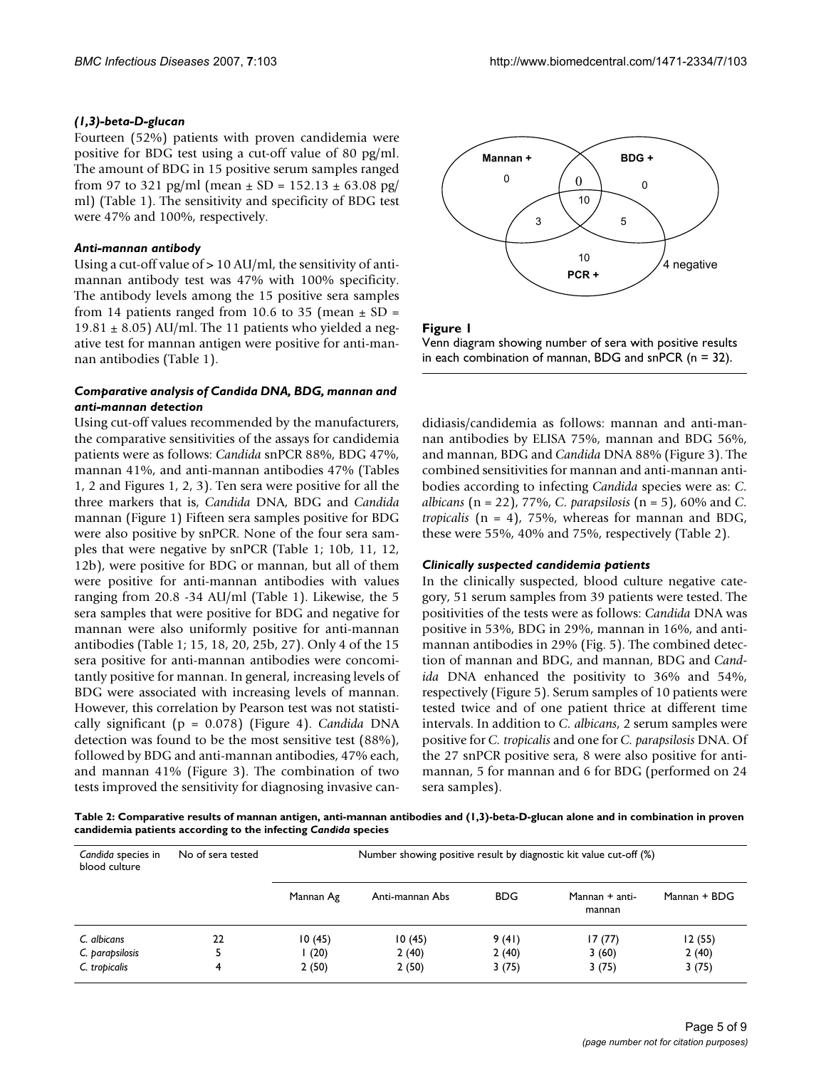### (1,3)-beta-D-glucan

Fourteen (52%) patients with proven candidemia were positive for BDG test using a cut-off value of 80 pg/ml. The amount of BDG in 15 positive serum samples ranged from 97 to 321 pg/ml (mean ± SD = 152.13 ± 63.08 pg/ml) (Table 1). The sensitivity and specificity of BDG test were 47% and 100%, respectively.

### Anti-mannan antibody

Using a cut-off value of > 10 AU/ml, the sensitivity of anti-mannan antibody test was 47% with 100% specificity. The antibody levels among the 15 positive sera samples from 14 patients ranged from 10.6 to 35 (mean ± SD = 19.81 ± 8.05) AU/ml. The 11 patients who yielded a negative test for mannan antigen were positive for anti-mannan antibodies (Table 1).

### Comparative analysis of Candida DNA, BDG, mannan and anti-mannan detection

Using cut-off values recommended by the manufacturers, the comparative sensitivities of the assays for candidemia patients were as follows: *Candida* snPCR 88%, BDG 47%, mannan 41%, and anti-mannan antibodies 47% (Tables 1, 2 and Figures 1, 2, 3). Ten sera were positive for all the three markers that is, *Candida* DNA, BDG and *Candida* mannan (Figure 1) Fifteen sera samples positive for BDG were also positive by snPCR. None of the four sera samples that were negative by snPCR (Table 1; 10b, 11, 12, 12b), were positive for BDG or mannan, but all of them were positive for anti-mannan antibodies with values ranging from 20.8 -34 AU/ml (Table 1). Likewise, the 5 sera samples that were positive for BDG and negative for mannan were also uniformly positive for anti-mannan antibodies (Table 1; 15, 18, 20, 25b, 27). Only 4 of the 15 sera positive for anti-mannan antibodies were concomitantly positive for mannan. In general, increasing levels of BDG were associated with increasing levels of mannan. However, this correlation by Pearson test was not statistically significant (p = 0.078) (Figure 4). *Candida* DNA detection was found to be the most sensitive test (88%), followed by BDG and anti-mannan antibodies, 47% each, and mannan 41% (Figure 3). The combination of two tests improved the sensitivity for diagnosing invasive candidiasis/candidemia as follows: mannan and anti-mannan antibodies by ELISA 75%, mannan and BDG 56%, and mannan, BDG and *Candida* DNA 88% (Figure 3). The combined sensitivities for mannan and anti-mannan antibodies according to infecting *Candida* species were as: *C. albicans* (n = 22), 77%, *C. parapsilosis* (n = 5), 60% and *C. tropicalis* (n = 4), 75%, whereas for mannan and BDG, these were 55%, 40% and 75%, respectively (Table 2).

**Figure 1**
Venn diagram showing number of sera with positive results in each combination of mannan, BDG and snPCR (n = 32).

### Clinically suspected candidemia patients

In the clinically suspected, blood culture negative category, 51 serum samples from 39 patients were tested. The positivities of the tests were as follows: *Candida* DNA was positive in 53%, BDG in 29%, mannan in 16%, and anti-mannan antibodies in 29% (Fig. 5). The combined detection of mannan and BDG, and mannan, BDG and *Candida* DNA enhanced the positivity to 36% and 54%, respectively (Figure 5). Serum samples of 10 patients were tested twice and of one patient thrice at different time intervals. In addition to *C. albicans*, 2 serum samples were positive for *C. tropicalis* and one for *C. parapsilosis* DNA. Of the 27 snPCR positive sera, 8 were also positive for anti-mannan, 5 for mannan and 6 for BDG (performed on 24 sera samples).

**Table 2: Comparative results of mannan antigen, anti-mannan antibodies and (1,3)-beta-D-glucan alone and in combination in proven candidemia patients according to the infecting *Candida* species**

| *Candida* species in blood culture | No of sera tested | Number showing positive result by diagnostic kit value cut-off (%) | | | | |
|---|---|---|---|---|---|---|
| | | Mannan Ag | Anti-mannan Abs | BDG | Mannan + anti-mannan | Mannan + BDG |
| *C. albicans* | 22 | 10 (45) | 10 (45) | 9 (41) | 17 (77) | 12 (55) |
| *C. parapsilosis* | 5 | 1 (20) | 2 (40) | 2 (40) | 3 (60) | 2 (40) |
| *C. tropicalis* | 4 | 2 (50) | 2 (50) | 3 (75) | 3 (75) | 3 (75) |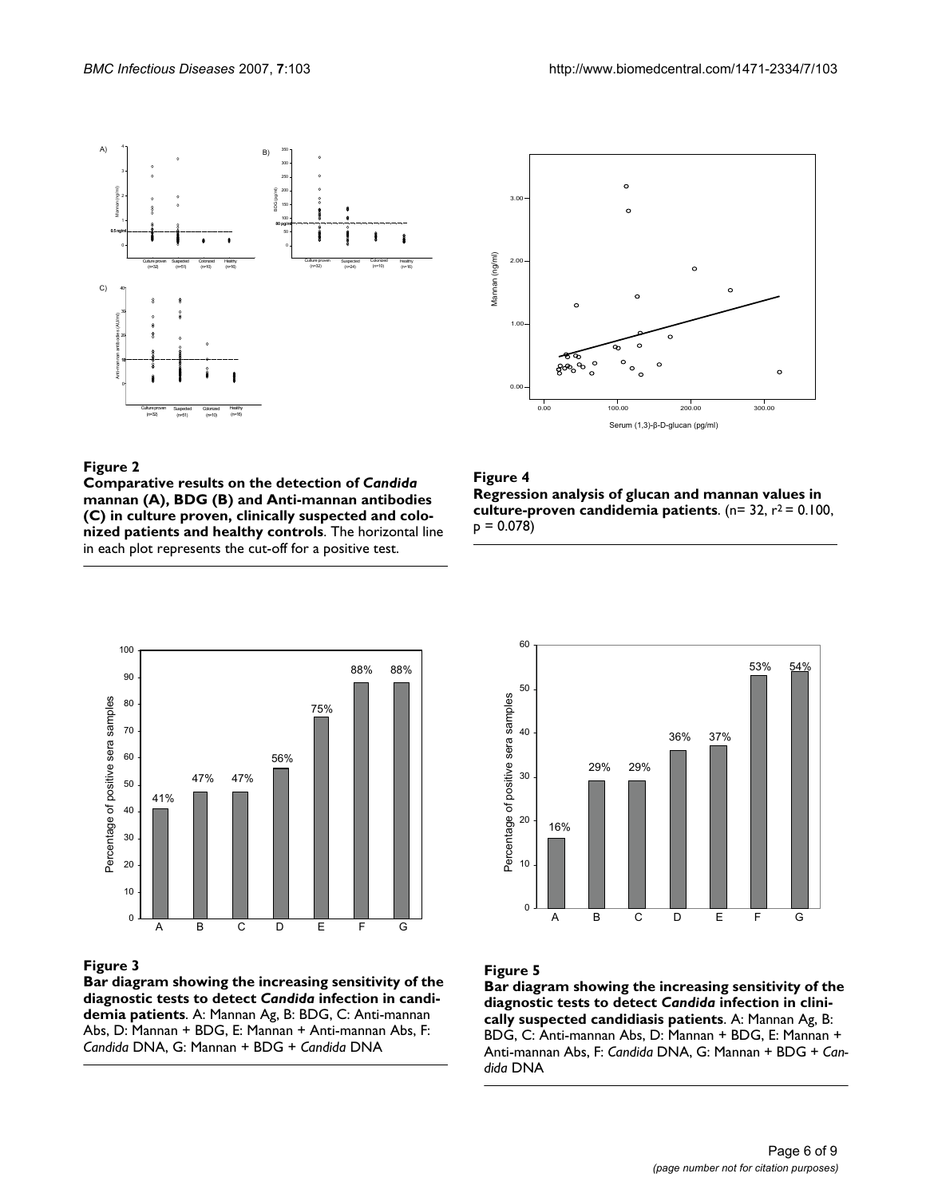**Figure 2**

**Comparative results on the detection of *Candida* mannan (A), BDG (B) and Anti-mannan antibodies (C) in culture proven, clinically suspected and colonized patients and healthy controls**. The horizontal line in each plot represents the cut-off for a positive test.

**Figure 4**

**Regression analysis of glucan and mannan values in culture-proven candidemia patients**. (n= 32, $r^2 = 0.100$, $p = 0.078$)

**Figure 3**

**Bar diagram showing the increasing sensitivity of the diagnostic tests to detect *Candida* infection in candidemia patients**. A: Mannan Ag, B: BDG, C: Anti-mannan Abs, D: Mannan + BDG, E: Mannan + Anti-mannan Abs, F: *Candida* DNA, G: Mannan + BDG + *Candida* DNA

**Figure 5**

**Bar diagram showing the increasing sensitivity of the diagnostic tests to detect *Candida* infection in clinically suspected candidiasis patients**. A: Mannan Ag, B: BDG, C: Anti-mannan Abs, D: Mannan + BDG, E: Mannan + Anti-mannan Abs, F: *Candida* DNA, G: Mannan + BDG + *Candida* DNA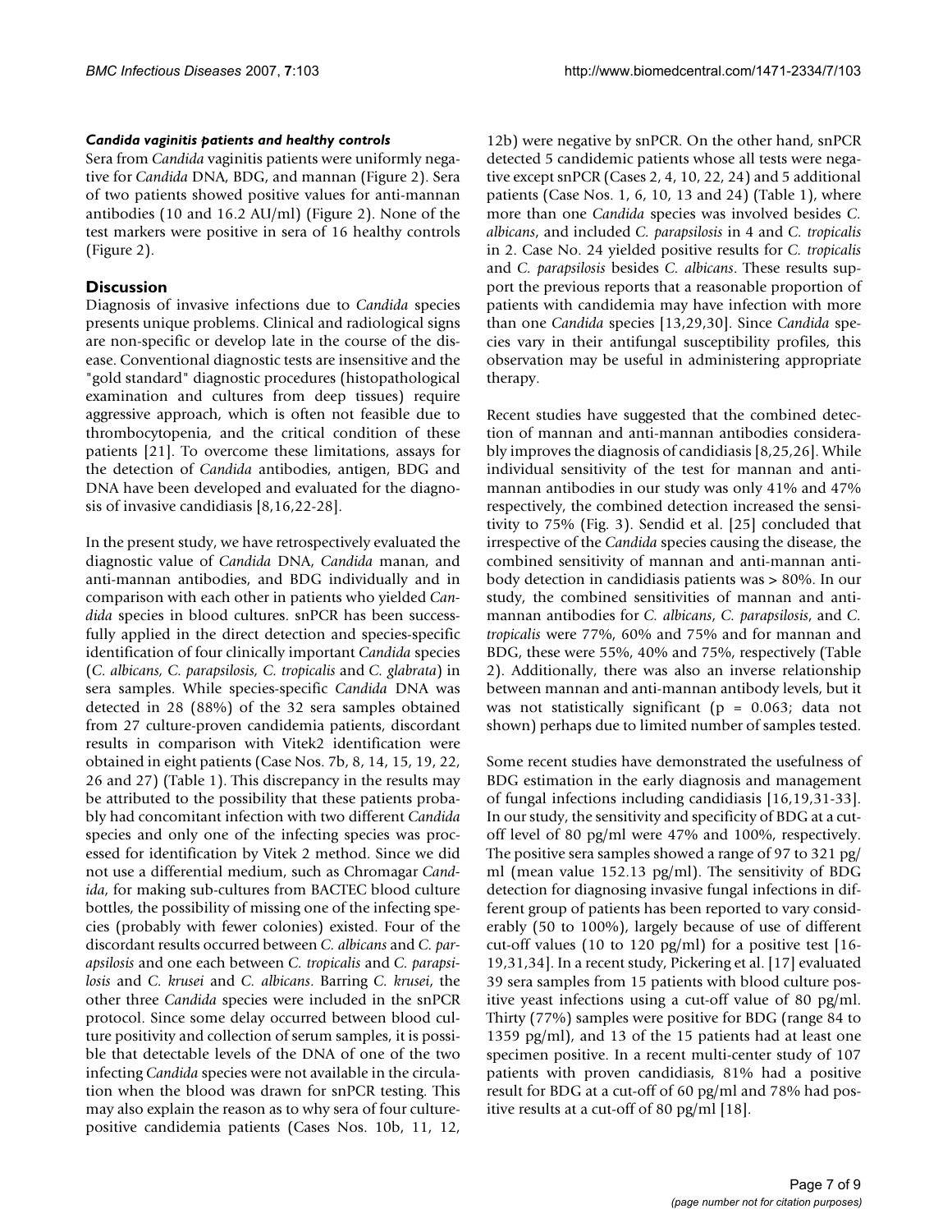#### *Candida vaginitis patients and healthy controls*

Sera from *Candida* vaginitis patients were uniformly negative for *Candida* DNA, BDG, and mannan (Figure 2). Sera of two patients showed positive values for anti-mannan antibodies (10 and 16.2 AU/ml) (Figure 2). None of the test markers were positive in sera of 16 healthy controls (Figure 2).

## Discussion

Diagnosis of invasive infections due to *Candida* species presents unique problems. Clinical and radiological signs are non-specific or develop late in the course of the disease. Conventional diagnostic tests are insensitive and the "gold standard" diagnostic procedures (histopathological examination and cultures from deep tissues) require aggressive approach, which is often not feasible due to thrombocytopenia, and the critical condition of these patients [21]. To overcome these limitations, assays for the detection of *Candida* antibodies, antigen, BDG and DNA have been developed and evaluated for the diagnosis of invasive candidiasis [8,16,22-28].

In the present study, we have retrospectively evaluated the diagnostic value of *Candida* DNA, *Candida* manan, and anti-mannan antibodies, and BDG individually and in comparison with each other in patients who yielded *Candida* species in blood cultures. snPCR has been successfully applied in the direct detection and species-specific identification of four clinically important *Candida* species (*C. albicans, C. parapsilosis, C. tropicalis* and *C. glabrata*) in sera samples. While species-specific *Candida* DNA was detected in 28 (88%) of the 32 sera samples obtained from 27 culture-proven candidemia patients, discordant results in comparison with Vitek2 identification were obtained in eight patients (Case Nos. 7b, 8, 14, 15, 19, 22, 26 and 27) (Table 1). This discrepancy in the results may be attributed to the possibility that these patients probably had concomitant infection with two different *Candida* species and only one of the infecting species was processed for identification by Vitek 2 method. Since we did not use a differential medium, such as Chromagar *Candida*, for making sub-cultures from BACTEC blood culture bottles, the possibility of missing one of the infecting species (probably with fewer colonies) existed. Four of the discordant results occurred between *C. albicans* and *C. parapsilosis* and one each between *C. tropicalis* and *C. parapsilosis* and *C. krusei* and *C. albicans*. Barring *C. krusei*, the other three *Candida* species were included in the snPCR protocol. Since some delay occurred between blood culture positivity and collection of serum samples, it is possible that detectable levels of the DNA of one of the two infecting *Candida* species were not available in the circulation when the blood was drawn for snPCR testing. This may also explain the reason as to why sera of four culture-positive candidemia patients (Cases Nos. 10b, 11, 12, 12b) were negative by snPCR. On the other hand, snPCR detected 5 candidemic patients whose all tests were negative except snPCR (Cases 2, 4, 10, 22, 24) and 5 additional patients (Case Nos. 1, 6, 10, 13 and 24) (Table 1), where more than one *Candida* species was involved besides *C. albicans*, and included *C. parapsilosis* in 4 and *C. tropicalis* in 2. Case No. 24 yielded positive results for *C. tropicalis* and *C. parapsilosis* besides *C. albicans*. These results support the previous reports that a reasonable proportion of patients with candidemia may have infection with more than one *Candida* species [13,29,30]. Since *Candida* species vary in their antifungal susceptibility profiles, this observation may be useful in administering appropriate therapy.

Recent studies have suggested that the combined detection of mannan and anti-mannan antibodies considerably improves the diagnosis of candidiasis [8,25,26]. While individual sensitivity of the test for mannan and anti-mannan antibodies in our study was only 41% and 47% respectively, the combined detection increased the sensitivity to 75% (Fig. 3). Sendid et al. [25] concluded that irrespective of the *Candida* species causing the disease, the combined sensitivity of mannan and anti-mannan antibody detection in candidiasis patients was > 80%. In our study, the combined sensitivities of mannan and anti-mannan antibodies for *C. albicans*, *C. parapsilosis*, and *C. tropicalis* were 77%, 60% and 75% and for mannan and BDG, these were 55%, 40% and 75%, respectively (Table 2). Additionally, there was also an inverse relationship between mannan and anti-mannan antibody levels, but it was not statistically significant ($p = 0.063$; data not shown) perhaps due to limited number of samples tested.

Some recent studies have demonstrated the usefulness of BDG estimation in the early diagnosis and management of fungal infections including candidiasis [16,19,31-33]. In our study, the sensitivity and specificity of BDG at a cut-off level of 80 pg/ml were 47% and 100%, respectively. The positive sera samples showed a range of 97 to 321 pg/ml (mean value 152.13 pg/ml). The sensitivity of BDG detection for diagnosing invasive fungal infections in different group of patients has been reported to vary considerably (50 to 100%), largely because of use of different cut-off values (10 to 120 pg/ml) for a positive test [16-19,31,34]. In a recent study, Pickering et al. [17] evaluated 39 sera samples from 15 patients with blood culture positive yeast infections using a cut-off value of 80 pg/ml. Thirty (77%) samples were positive for BDG (range 84 to 1359 pg/ml), and 13 of the 15 patients had at least one specimen positive. In a recent multi-center study of 107 patients with proven candidiasis, 81% had a positive result for BDG at a cut-off of 60 pg/ml and 78% had positive results at a cut-off of 80 pg/ml [18].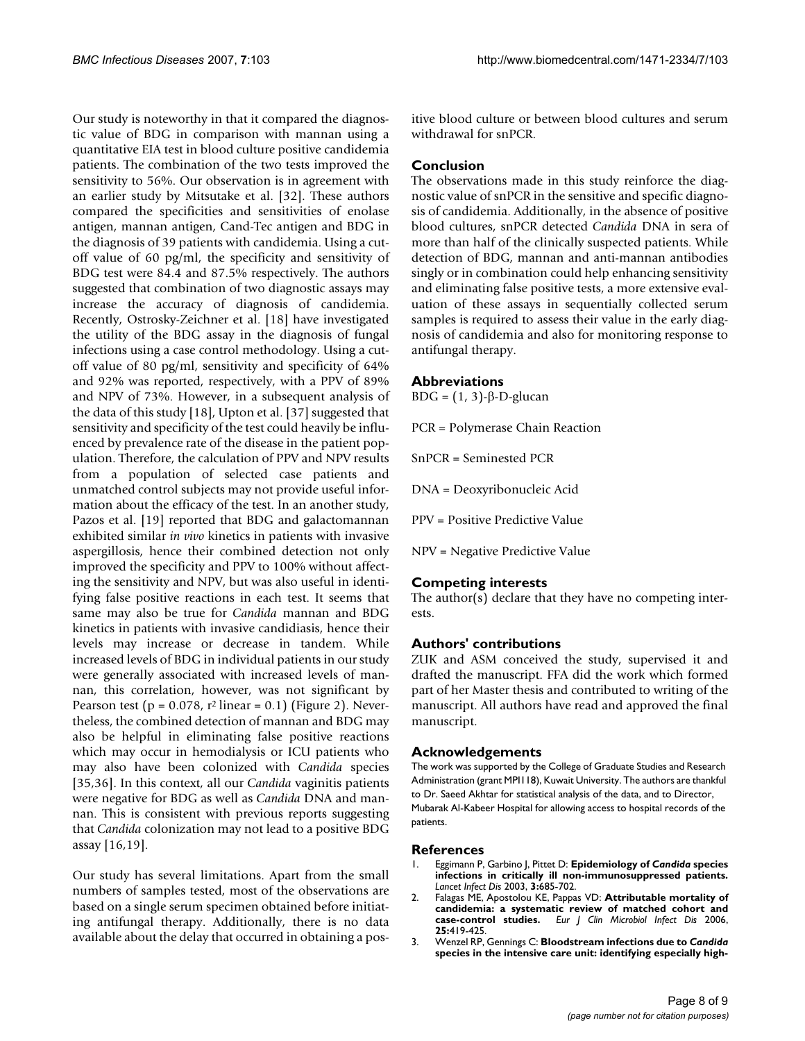Our study is noteworthy in that it compared the diagnostic value of BDG in comparison with mannan using a quantitative EIA test in blood culture positive candidemia patients. The combination of the two tests improved the sensitivity to 56%. Our observation is in agreement with an earlier study by Mitsutake et al. [32]. These authors compared the specificities and sensitivities of enolase antigen, mannan antigen, Cand-Tec antigen and BDG in the diagnosis of 39 patients with candidemia. Using a cut-off value of 60 pg/ml, the specificity and sensitivity of BDG test were 84.4 and 87.5% respectively. The authors suggested that combination of two diagnostic assays may increase the accuracy of diagnosis of candidemia. Recently, Ostrosky-Zeichner et al. [18] have investigated the utility of the BDG assay in the diagnosis of fungal infections using a case control methodology. Using a cut-off value of 80 pg/ml, sensitivity and specificity of 64% and 92% was reported, respectively, with a PPV of 89% and NPV of 73%. However, in a subsequent analysis of the data of this study [18], Upton et al. [37] suggested that sensitivity and specificity of the test could heavily be influenced by prevalence rate of the disease in the patient population. Therefore, the calculation of PPV and NPV results from a population of selected case patients and unmatched control subjects may not provide useful information about the efficacy of the test. In an another study, Pazos et al. [19] reported that BDG and galactomannan exhibited similar *in vivo* kinetics in patients with invasive aspergillosis, hence their combined detection not only improved the specificity and PPV to 100% without affecting the sensitivity and NPV, but was also useful in identifying false positive reactions in each test. It seems that same may also be true for *Candida* mannan and BDG kinetics in patients with invasive candidiasis, hence their levels may increase or decrease in tandem. While increased levels of BDG in individual patients in our study were generally associated with increased levels of mannan, this correlation, however, was not significant by Pearson test ($p = 0.078$, $r^2$ linear = 0.1) (Figure 2). Nevertheless, the combined detection of mannan and BDG may also be helpful in eliminating false positive reactions which may occur in hemodialysis or ICU patients who may also have been colonized with *Candida* species [35,36]. In this context, all our *Candida* vaginitis patients were negative for BDG as well as *Candida* DNA and mannan. This is consistent with previous reports suggesting that *Candida* colonization may not lead to a positive BDG assay [16,19].

Our study has several limitations. Apart from the small numbers of samples tested, most of the observations are based on a single serum specimen obtained before initiating antifungal therapy. Additionally, there is no data available about the delay that occurred in obtaining a positive blood culture or between blood cultures and serum withdrawal for snPCR.

## Conclusion

The observations made in this study reinforce the diagnostic value of snPCR in the sensitive and specific diagnosis of candidemia. Additionally, in the absence of positive blood cultures, snPCR detected *Candida* DNA in sera of more than half of the clinically suspected patients. While detection of BDG, mannan and anti-mannan antibodies singly or in combination could help enhancing sensitivity and eliminating false positive tests, a more extensive evaluation of these assays in sequentially collected serum samples is required to assess their value in the early diagnosis of candidemia and also for monitoring response to antifungal therapy.

## Abbreviations

BDG = (1, 3)-β-D-glucan

PCR = Polymerase Chain Reaction

SnPCR = Seminested PCR

DNA = Deoxyribonucleic Acid

PPV = Positive Predictive Value

NPV = Negative Predictive Value

## Competing interests

The author(s) declare that they have no competing interests.

## Authors' contributions

ZUK and ASM conceived the study, supervised it and drafted the manuscript. FFA did the work which formed part of her Master thesis and contributed to writing of the manuscript. All authors have read and approved the final manuscript.

## Acknowledgements

The work was supported by the College of Graduate Studies and Research Administration (grant MPI118), Kuwait University. The authors are thankful to Dr. Saeed Akhtar for statistical analysis of the data, and to Director, Mubarak Al-Kabeer Hospital for allowing access to hospital records of the patients.

## References

1. Eggimann P, Garbino J, Pittet D: **Epidemiology of *Candida* species infections in critically ill non-immunosuppressed patients.** *Lancet Infect Dis* 2003, **3:**685-702.
2. Falagas ME, Apostolou KE, Pappas VD: **Attributable mortality of candidemia: a systematic review of matched cohort and case-control studies.** *Eur J Clin Microbiol Infect Dis* 2006, **25:**419-425.
3. Wenzel RP, Gennings C: **Bloodstream infections due to *Candida* species in the intensive care unit: identifying especially high-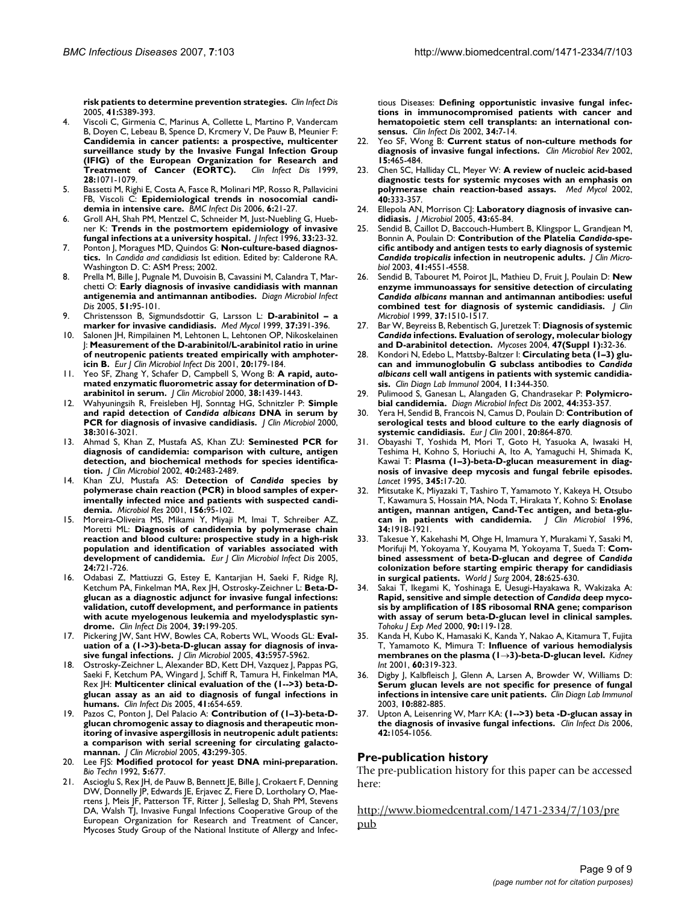risk patients to determine prevention strategies. *Clin Infect Dis* 2005, **41:**S389-393.

4. Viscoli C, Girmenia C, Marinus A, Collette L, Martino P, Vandercam B, Doyen C, Lebeau B, Spence D, Krcmery V, De Pauw B, Meunier F: **Candidemia in cancer patients: a prospective, multicenter surveillance study by the Invasive Fungal Infection Group (IFIG) of the European Organization for Research and Treatment of Cancer (EORTC).** *Clin Infect Dis* 1999, **28:**1071-1079.
5. Bassetti M, Righi E, Costa A, Fasce R, Molinari MP, Rosso R, Pallavicini FB, Viscoli C: **Epidemiological trends in nosocomial candidemia in intensive care.** *BMC Infect Dis* 2006, **6:**21-27.
6. Groll AH, Shah PM, Mentzel C, Schneider M, Just-Nuebling G, Huebner K: **Trends in the postmortem epidemiology of invasive fungal infections at a university hospital.** *J Infect* 1996, **33:**23-32.
7. Ponton J, Moragues MD, Quindos G: **Non-culture-based diagnostics.** In *Candida and candidiasis* 1st edition. Edited by: Calderone RA. Washington D. C: ASM Press; 2002.
8. Prella M, Bille J, Pugnale M, Duvoisin B, Cavassini M, Calandra T, Marchetti O: **Early diagnosis of invasive candidiasis with mannan antigenemia and antimannan antibodies.** *Diagn Microbiol Infect Dis* 2005, **51:**95-101.
9. Christensson B, Sigmundsdottir G, Larsson L: **D-arabinitol – a marker for invasive candidiasis.** *Med Mycol* 1999, **37:**391-396.
10. Salonen JH, Rimpilainen M, Lehtonen L, Lehtonen OP, Nikoskelainen J: **Measurement of the D-arabinitol/L-arabinitol ratio in urine of neutropenic patients treated empirically with amphotericin B.** *Eur J Clin Microbiol Infect Dis* 2001, **20:**179-184.
11. Yeo SF, Zhang Y, Schafer D, Campbell S, Wong B: **A rapid, automated enzymatic fluorometric assay for determination of D-arabinitol in serum.** *J Clin Microbiol* 2000, **38:**1439-1443.
12. Wahyuningsih R, Freisleben HJ, Sonntag HG, Schnitzler P: **Simple and rapid detection of *Candida albicans* DNA in serum by PCR for diagnosis of invasive candidiasis.** *J Clin Microbiol* 2000, **38:**3016-3021.
13. Ahmad S, Khan Z, Mustafa AS, Khan ZU: **Seminested PCR for diagnosis of candidemia: comparison with culture, antigen detection, and biochemical methods for species identification.** *J Clin Microbiol* 2002, **40:**2483-2489.
14. Khan ZU, Mustafa AS: **Detection of *Candida* species by polymerase chain reaction (PCR) in blood samples of experimentally infected mice and patients with suspected candidemia.** *Microbiol Res* 2001, **156:**95-102.
15. Moreira-Oliveira MS, Mikami Y, Miyaji M, Imai T, Schreiber AZ, Moretti ML: **Diagnosis of candidemia by polymerase chain reaction and blood culture: prospective study in a high-risk population and identification of variables associated with development of candidemia.** *Eur J Clin Microbiol Infect Dis* 2005, **24:**721-726.
16. Odabasi Z, Mattiuzzi G, Estey E, Kantarjian H, Saeki F, Ridge RJ, Ketchum PA, Finkelman MA, Rex JH, Ostrosky-Zeichner L: **Beta-D-glucan as a diagnostic adjunct for invasive fungal infections: validation, cutoff development, and performance in patients with acute myelogenous leukemia and myelodysplastic syndrome.** *Clin Infect Dis* 2004, **39:**199-205.
17. Pickering JW, Sant HW, Bowles CA, Roberts WL, Woods GL: **Evaluation of a (1->3)-beta-D-glucan assay for diagnosis of invasive fungal infections.** *J Clin Microbiol* 2005, **43:**5957-5962.
18. Ostrosky-Zeichner L, Alexander BD, Kett DH, Vazquez J, Pappas PG, Saeki F, Ketchum PA, Wingard J, Schiff R, Tamura H, Finkelman MA, Rex JH: **Multicenter clinical evaluation of the (1-->3) beta-D-glucan assay as an aid to diagnosis of fungal infections in humans.** *Clin Infect Dis* 2005, **41:**654-659.
19. Pazos C, Ponton J, Del Palacio A: **Contribution of (1–3)-beta-D-glucan chromogenic assay to diagnosis and therapeutic monitoring of invasive aspergillosis in neutropenic adult patients: a comparison with serial screening for circulating galactomannan.** *J Clin Microbiol* 2005, **43:**299-305.
20. Lee FJS: **Modified protocol for yeast DNA mini-preparation.** *Bio Techn* 1992, **5:**677.
21. Ascioglu S, Rex JH, de Pauw B, Bennett JE, Bille J, Crokaert F, Denning DW, Donnelly JP, Edwards JE, Erjavec Z, Fiere D, Lortholary O, Maertens J, Meis JF, Patterson TF, Ritter J, Selleslag D, Shah PM, Stevens DA, Walsh TJ, Invasive Fungal Infections Cooperative Group of the European Organization for Research and Treatment of Cancer, Mycoses Study Group of the National Institute of Allergy and Infectious Diseases: **Defining opportunistic invasive fungal infections in immunocompromised patients with cancer and hematopoietic stem cell transplants: an international consensus.** *Clin Infect Dis* 2002, **34:**7-14.
22. Yeo SF, Wong B: **Current status of non-culture methods for diagnosis of invasive fungal infections.** *Clin Microbiol Rev* 2002, **15:**465-484.
23. Chen SC, Halliday CL, Meyer W: **A review of nucleic acid-based diagnostic tests for systemic mycoses with an emphasis on polymerase chain reaction-based assays.** *Med Mycol* 2002, **40:**333-357.
24. Ellepola AN, Morrison CJ: **Laboratory diagnosis of invasive candidiasis.** *J Microbiol* 2005, **43:**65-84.
25. Sendid B, Caillot D, Baccouch-Humbert B, Klingspor L, Grandjean M, Bonnin A, Poulain D: **Contribution of the Platelia *Candida*-specific antibody and antigen tests to early diagnosis of systemic *Candida tropicalis* infection in neutropenic adults.** *J Clin Microbiol* 2003, **41:**4551-4558.
26. Sendid B, Tabouret M, Poirot JL, Mathieu D, Fruit J, Poulain D: **New enzyme immunoassays for sensitive detection of circulating *Candida albicans* mannan and antimannan antibodies: useful combined test for diagnosis of systemic candidiasis.** *J Clin Microbiol* 1999, **37:**1510-1517.
27. Bar W, Beyreiss B, Rebentisch G, Juretzek T: **Diagnosis of systemic *Candida* infections. Evaluation of serology, molecular biology and D-arabinitol detection.** *Mycoses* 2004, **47(Suppl 1):**32-36.
28. Kondori N, Edebo L, Mattsby-Baltzer I: **Circulating beta (1–3) glucan and immunoglobulin G subclass antibodies to *Candida albicans* cell wall antigens in patients with systemic candidiasis.** *Clin Diagn Lab Immunol* 2004, **11:**344-350.
29. Pulimood S, Ganesan L, Alangaden G, Chandrasekar P: **Polymicrobial candidemia.** *Diagn Microbiol Infect Dis* 2002, **44:**353-357.
30. Yera H, Sendid B, Francois N, Camus D, Poulain D: **Contribution of serological tests and blood culture to the early diagnosis of systemic candidiasis.** *Eur J Clin* 2001, **20:**864-870.
31. Obayashi T, Yoshida M, Mori T, Goto H, Yasuoka A, Iwasaki H, Teshima H, Kohno S, Horiuchi A, Ito A, Yamaguchi H, Shimada K, Kawai T: **Plasma (1–3)-beta-D-glucan measurement in diagnosis of invasive deep mycosis and fungal febrile episodes.** *Lancet* 1995, **345:**17-20.
32. Mitsutake K, Miyazaki T, Tashiro T, Yamamoto Y, Kakeya H, Otsubo T, Kawamura S, Hossain MA, Noda T, Hirakata Y, Kohno S: **Enolase antigen, mannan antigen, Cand-Tec antigen, and beta-glucan in patients with candidemia.** *J Clin Microbiol* 1996, **34:**1918-1921.
33. Takesue Y, Kakehashi M, Ohge H, Imamura Y, Murakami Y, Sasaki M, Morifuji M, Yokoyama Y, Kouyama M, Yokoyama T, Sueda T: **Combined assessment of beta-D-glucan and degree of *Candida* colonization before starting empiric therapy for candidiasis in surgical patients.** *World J Surg* 2004, **28:**625-630.
34. Sakai T, Ikegami K, Yoshinaga E, Uesugi-Hayakawa R, Wakizaka A: **Rapid, sensitive and simple detection of *Candida* deep mycosis by amplification of 18S ribosomal RNA gene; comparison with assay of serum beta-D-glucan level in clinical samples.** *Tohoku J Exp Med* 2000, **90:**119-128.
35. Kanda H, Kubo K, Hamasaki K, Kanda Y, Nakao A, Kitamura T, Fujita T, Yamamoto K, Mimura T: **Influence of various hemodialysis membranes on the plasma (1→3)-beta-D-glucan level.** *Kidney Int* 2001, **60:**319-323.
36. Digby J, Kalbfleisch J, Glenn A, Larsen A, Browder W, Williams D: **Serum glucan levels are not specific for presence of fungal infections in intensive care unit patients.** *Clin Diagn Lab Immunol* 2003, **10:**882-885.
37. Upton A, Leisenring W, Marr KA: **(1-->3) beta -D-glucan assay in the diagnosis of invasive fungal infections.** *Clin Infect Dis* 2006, **42:**1054-1056.

## Pre-publication history

The pre-publication history for this paper can be accessed here:

http://www.biomedcentral.com/1471-2334/7/103/prepub